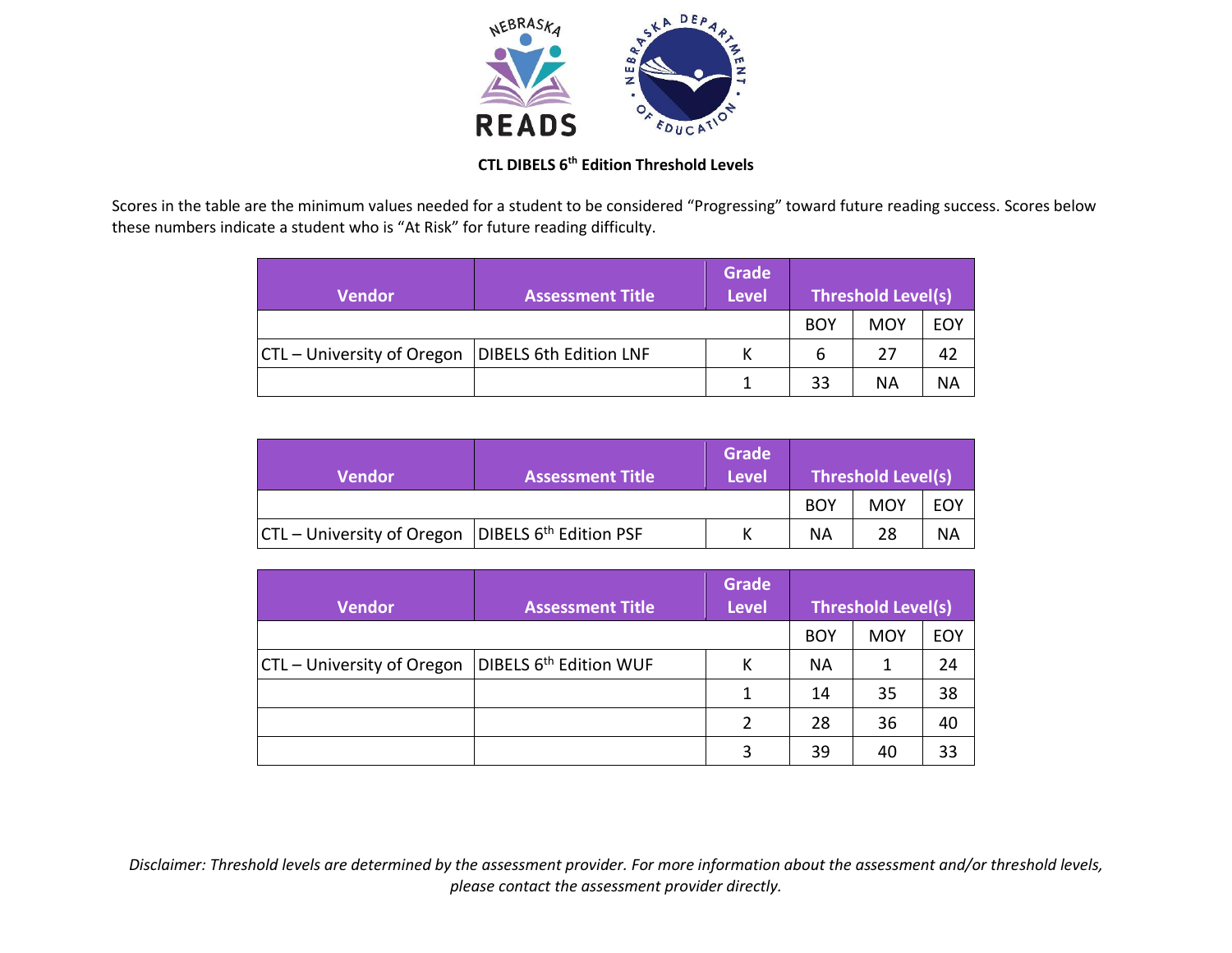**CTL DIBELS 6th Edition Threshold Levels**

Scores in the table are the minimum values needed for a student to be considered "Progressing" toward future reading success. Scores below these numbers indicate a student who is "At Risk" for future reading difficulty.

| Vendor | Assessment Title | Grade Level | Threshold Level(s) | | |
|---|---|---|---|---|---|
| | | | BOY | MOY | EOY |
| CTL – University of Oregon | DIBELS 6th Edition LNF | K | 6 | 27 | 42 |
| | | 1 | 33 | NA | NA |

| Vendor | Assessment Title | Grade Level | Threshold Level(s) | | |
|---|---|---|---|---|---|
| | | | BOY | MOY | EOY |
| CTL – University of Oregon | DIBELS 6th Edition PSF | K | NA | 28 | NA |

| Vendor | Assessment Title | Grade Level | Threshold Level(s) | | |
|---|---|---|---|---|---|
| | | | BOY | MOY | EOY |
| CTL – University of Oregon | DIBELS 6th Edition WUF | K | NA | 1 | 24 |
| | | 1 | 14 | 35 | 38 |
| | | 2 | 28 | 36 | 40 |
| | | 3 | 39 | 40 | 33 |

*Disclaimer: Threshold levels are determined by the assessment provider. For more information about the assessment and/or threshold levels, please contact the assessment provider directly.*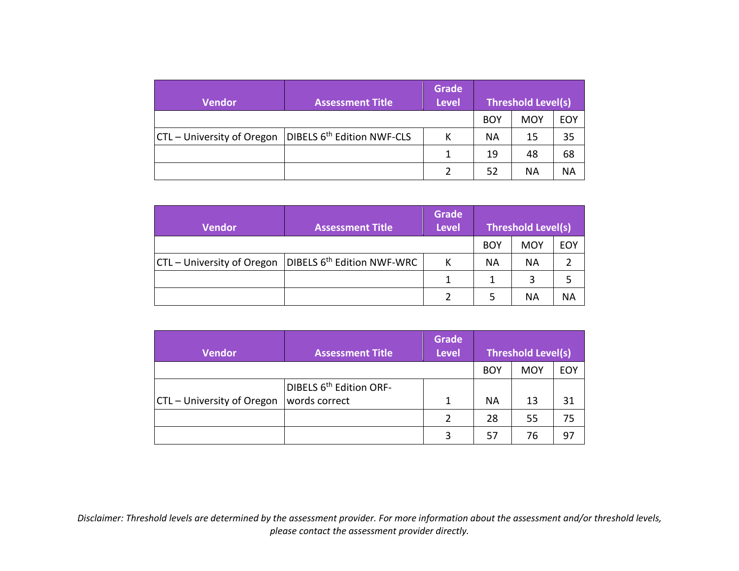| Vendor | Assessment Title | Grade Level | Threshold Level(s) | | |
|---|---|---|---|---|---|
| | | | BOY | MOY | EOY |
| CTL – University of Oregon | DIBELS 6th Edition NWF-CLS | K | NA | 15 | 35 |
| | | 1 | 19 | 48 | 68 |
| | | 2 | 52 | NA | NA |

| Vendor | Assessment Title | Grade Level | Threshold Level(s) | | |
|---|---|---|---|---|---|
| | | | BOY | MOY | EOY |
| CTL – University of Oregon | DIBELS 6th Edition NWF-WRC | K | NA | NA | 2 |
| | | 1 | 1 | 3 | 5 |
| | | 2 | 5 | NA | NA |

| Vendor | Assessment Title | Grade Level | Threshold Level(s) | | |
|---|---|---|---|---|---|
| | | | BOY | MOY | EOY |
| CTL – University of Oregon | DIBELS 6th Edition ORF-words correct | 1 | NA | 13 | 31 |
| | | 2 | 28 | 55 | 75 |
| | | 3 | 57 | 76 | 97 |

*Disclaimer: Threshold levels are determined by the assessment provider. For more information about the assessment and/or threshold levels, please contact the assessment provider directly.*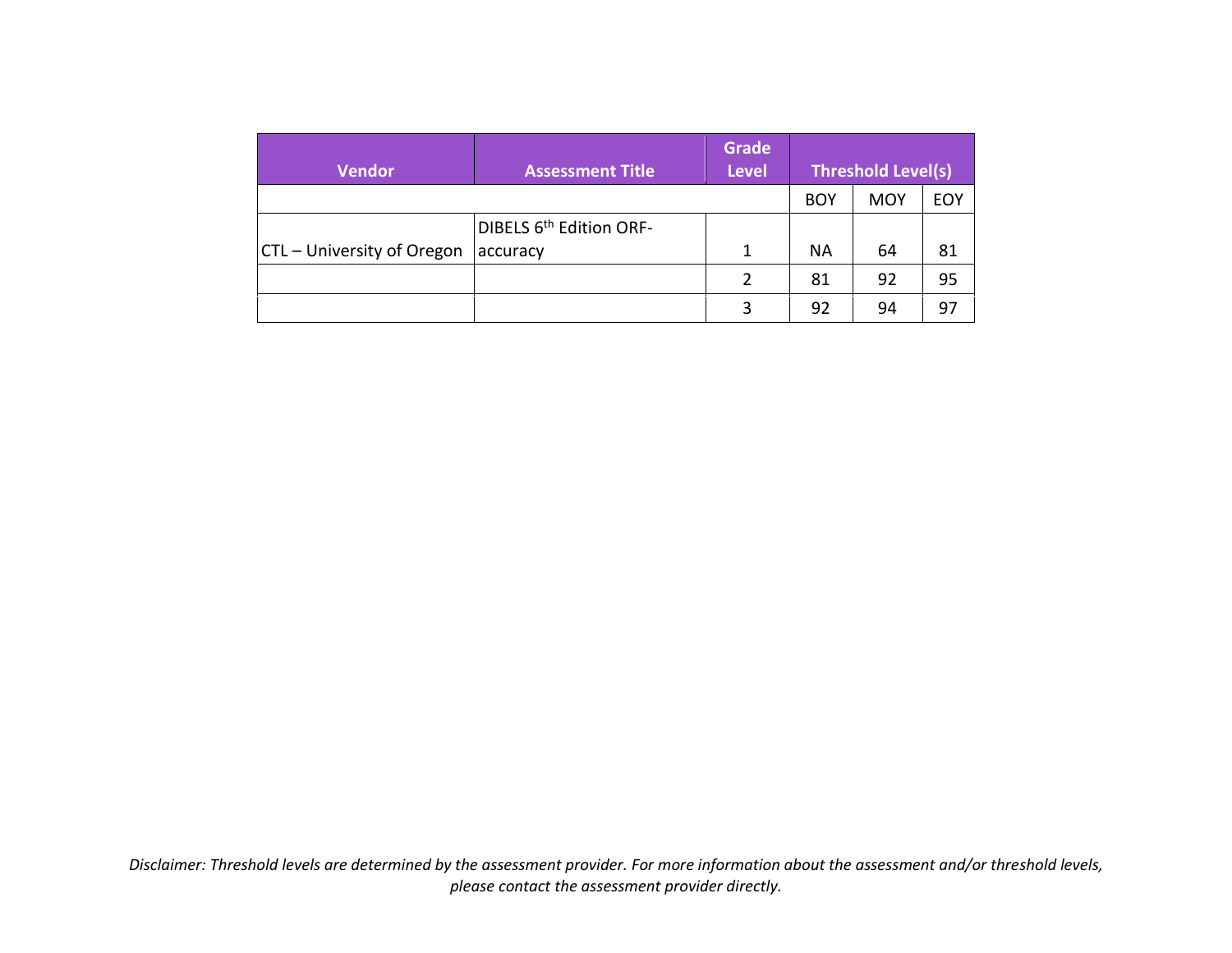| Vendor | Assessment Title | Grade Level | Threshold Level(s) | | |
|---|---|---|---|---|---|
| | | | BOY | MOY | EOY |
| CTL – University of Oregon | DIBELS 6th Edition ORF-accuracy | 1 | NA | 64 | 81 |
| | | 2 | 81 | 92 | 95 |
| | | 3 | 92 | 94 | 97 |

*Disclaimer: Threshold levels are determined by the assessment provider. For more information about the assessment and/or threshold levels, please contact the assessment provider directly.*